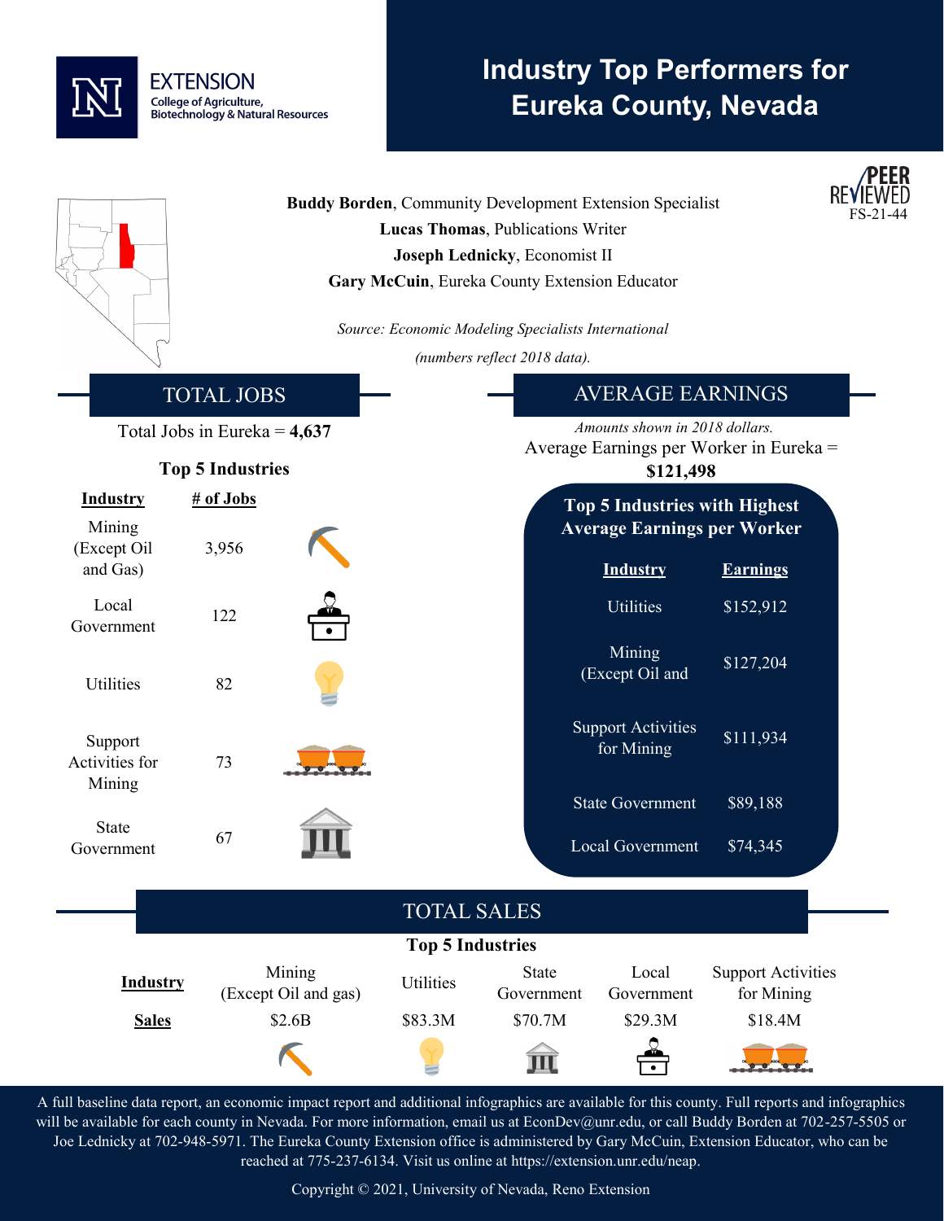EXTENSION
College of Agriculture, Biotechnology & Natural Resources

# Industry Top Performers for Eureka County, Nevada

PEER REVIEWED
FS-21-44

**Buddy Borden**, Community Development Extension Specialist
**Lucas Thomas**, Publications Writer
**Joseph Lednicky**, Economist II
**Gary McCuin**, Eureka County Extension Educator

*Source: Economic Modeling Specialists International*
*(numbers reflect 2018 data).*

## TOTAL JOBS

Total Jobs in Eureka = **4,637**

**Top 5 Industries**

| Industry | # of Jobs |
|---|---|
| Mining (Except Oil and Gas) | 3,956 |
| Local Government | 122 |
| Utilities | 82 |
| Support Activities for Mining | 73 |
| State Government | 67 |

## AVERAGE EARNINGS

*Amounts shown in 2018 dollars.*
Average Earnings per Worker in Eureka = **$121,498**

**Top 5 Industries with Highest Average Earnings per Worker**

| Industry | Earnings |
|---|---|
| Utilities | $152,912 |
| Mining (Except Oil and | $127,204 |
| Support Activities for Mining | $111,934 |
| State Government | $89,188 |
| Local Government | $74,345 |

## TOTAL SALES

**Top 5 Industries**

| Industry | Mining (Except Oil and gas) | Utilities | State Government | Local Government | Support Activities for Mining |
|---|---|---|---|---|---|
| **Sales** | $2.6B | $83.3M | $70.7M | $29.3M | $18.4M |

A full baseline data report, an economic impact report and additional infographics are available for this county. Full reports and infographics will be available for each county in Nevada. For more information, email us at EconDev@unr.edu, or call Buddy Borden at 702-257-5505 or Joe Lednicky at 702-948-5971. The Eureka County Extension office is administered by Gary McCuin, Extension Educator, who can be reached at 775-237-6134. Visit us online at https://extension.unr.edu/neap.

Copyright © 2021, University of Nevada, Reno Extension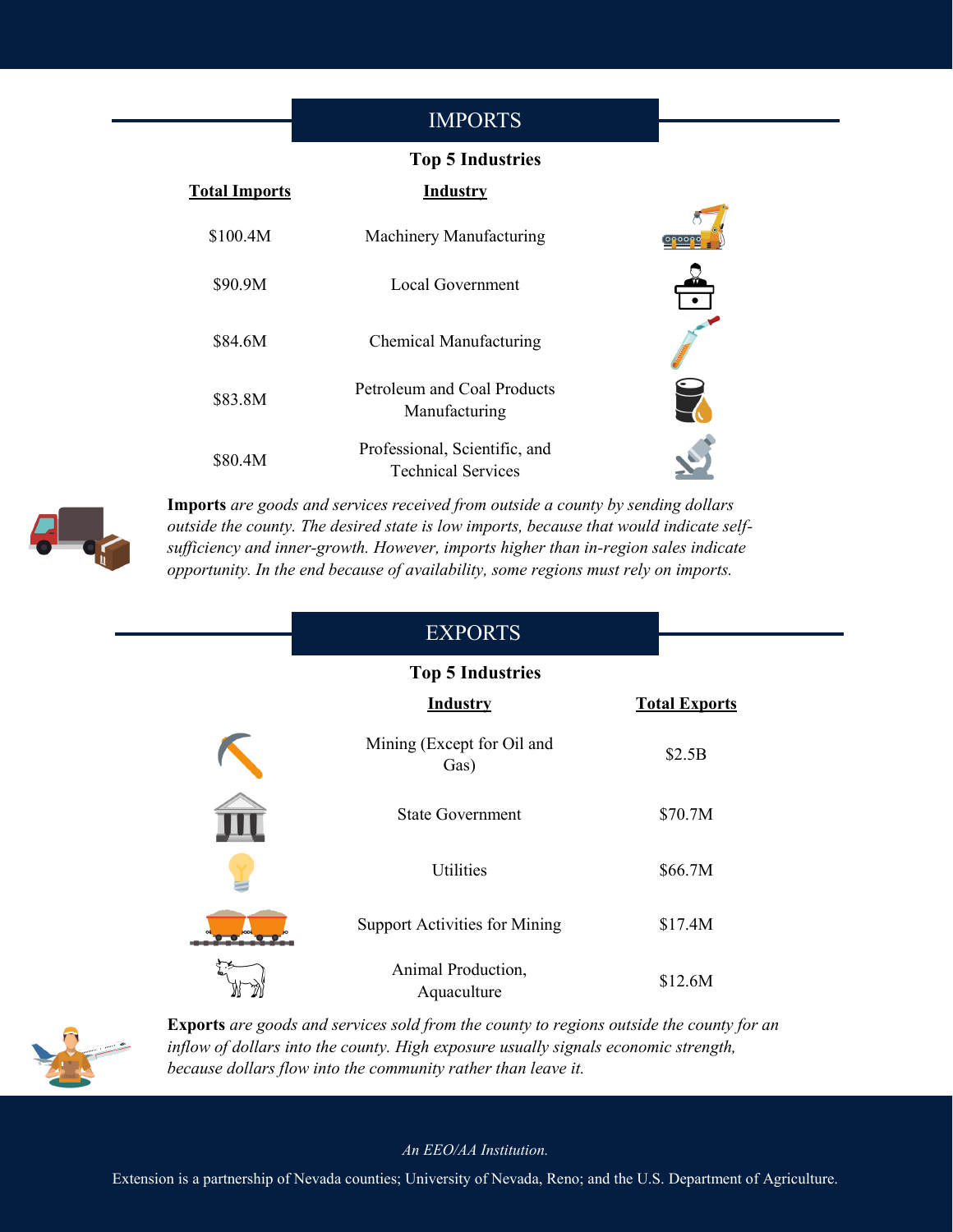## IMPORTS

### Top 5 Industries

| Total Imports | Industry |
|---|---|
| $100.4M | Machinery Manufacturing |
| $90.9M | Local Government |
| $84.6M | Chemical Manufacturing |
| $83.8M | Petroleum and Coal Products Manufacturing |
| $80.4M | Professional, Scientific, and Technical Services |

**Imports** *are goods and services received from outside a county by sending dollars outside the county. The desired state is low imports, because that would indicate self-sufficiency and inner-growth. However, imports higher than in-region sales indicate opportunity. In the end because of availability, some regions must rely on imports.*

## EXPORTS

### Top 5 Industries

| Industry | Total Exports |
|---|---|
| Mining (Except for Oil and Gas) | $2.5B |
| State Government | $70.7M |
| Utilities | $66.7M |
| Support Activities for Mining | $17.4M |
| Animal Production, Aquaculture | $12.6M |

**Exports** *are goods and services sold from the county to regions outside the county for an inflow of dollars into the county. High exposure usually signals economic strength, because dollars flow into the community rather than leave it.*

*An EEO/AA Institution.*

Extension is a partnership of Nevada counties; University of Nevada, Reno; and the U.S. Department of Agriculture.